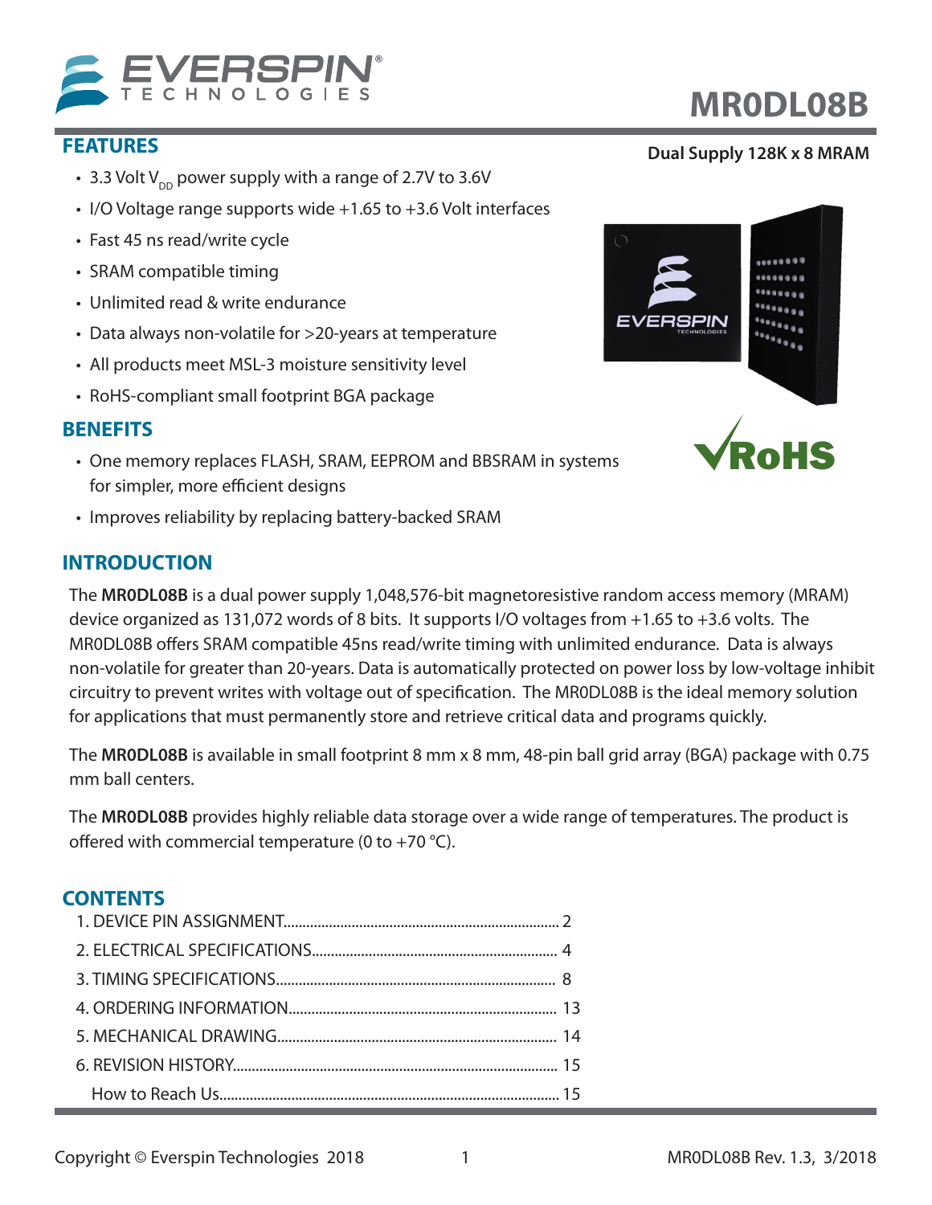# MR0DL08B

**Dual Supply 128K x 8 MRAM**

## FEATURES

- 3.3 Volt $V_{DD}$ power supply with a range of 2.7V to 3.6V
- I/O Voltage range supports wide +1.65 to +3.6 Volt interfaces
- Fast 45 ns read/write cycle
- SRAM compatible timing
- Unlimited read & write endurance
- Data always non-volatile for >20-years at temperature
- All products meet MSL-3 moisture sensitivity level
- RoHS-compliant small footprint BGA package

## BENEFITS

- One memory replaces FLASH, SRAM, EEPROM and BBSRAM in systems for simpler, more efficient designs
- Improves reliability by replacing battery-backed SRAM

## INTRODUCTION

The **MR0DL08B** is a dual power supply 1,048,576-bit magnetoresistive random access memory (MRAM) device organized as 131,072 words of 8 bits. It supports I/O voltages from +1.65 to +3.6 volts. The MR0DL08B offers SRAM compatible 45ns read/write timing with unlimited endurance. Data is always non-volatile for greater than 20-years. Data is automatically protected on power loss by low-voltage inhibit circuitry to prevent writes with voltage out of specification. The MR0DL08B is the ideal memory solution for applications that must permanently store and retrieve critical data and programs quickly.

The **MR0DL08B** is available in small footprint 8 mm x 8 mm, 48-pin ball grid array (BGA) package with 0.75 mm ball centers.

The **MR0DL08B** provides highly reliable data storage over a wide range of temperatures. The product is offered with commercial temperature (0 to +70 °C).

## CONTENTS

1. DEVICE PIN ASSIGNMENT........ 2
2. ELECTRICAL SPECIFICATIONS........ 4
3. TIMING SPECIFICATIONS........ 8
4. ORDERING INFORMATION........ 13
5. MECHANICAL DRAWING........ 14
6. REVISION HISTORY........ 15

How to Reach Us........ 15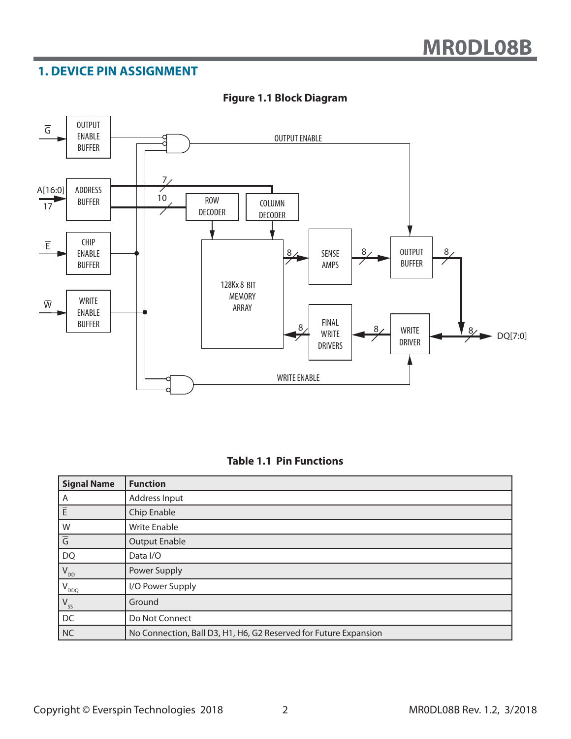# 1. DEVICE PIN ASSIGNMENT

**Figure 1.1 Block Diagram**

G̅
OUTPUT ENABLE BUFFER
OUTPUT ENABLE
A[16:0]
17
ADDRESS BUFFER
7
10
ROW DECODER
COLUMN DECODER
E̅
CHIP ENABLE BUFFER
128Kx 8 BIT MEMORY ARRAY
8
SENSE AMPS
8
OUTPUT BUFFER
8
W̅
WRITE ENABLE BUFFER
8
FINAL WRITE DRIVERS
8
WRITE DRIVER
8
DQ[7:0]
WRITE ENABLE

**Table 1.1 Pin Functions**

| Signal Name | Function |
|---|---|
| A | Address Input |
| E̅ | Chip Enable |
| W̅ | Write Enable |
| G̅ | Output Enable |
| DQ | Data I/O |
| $V_{DD}$ | Power Supply |
| $V_{DDQ}$ | I/O Power Supply |
| $V_{SS}$ | Ground |
| DC | Do Not Connect |
| NC | No Connection, Ball D3, H1, H6, G2 Reserved for Future Expansion |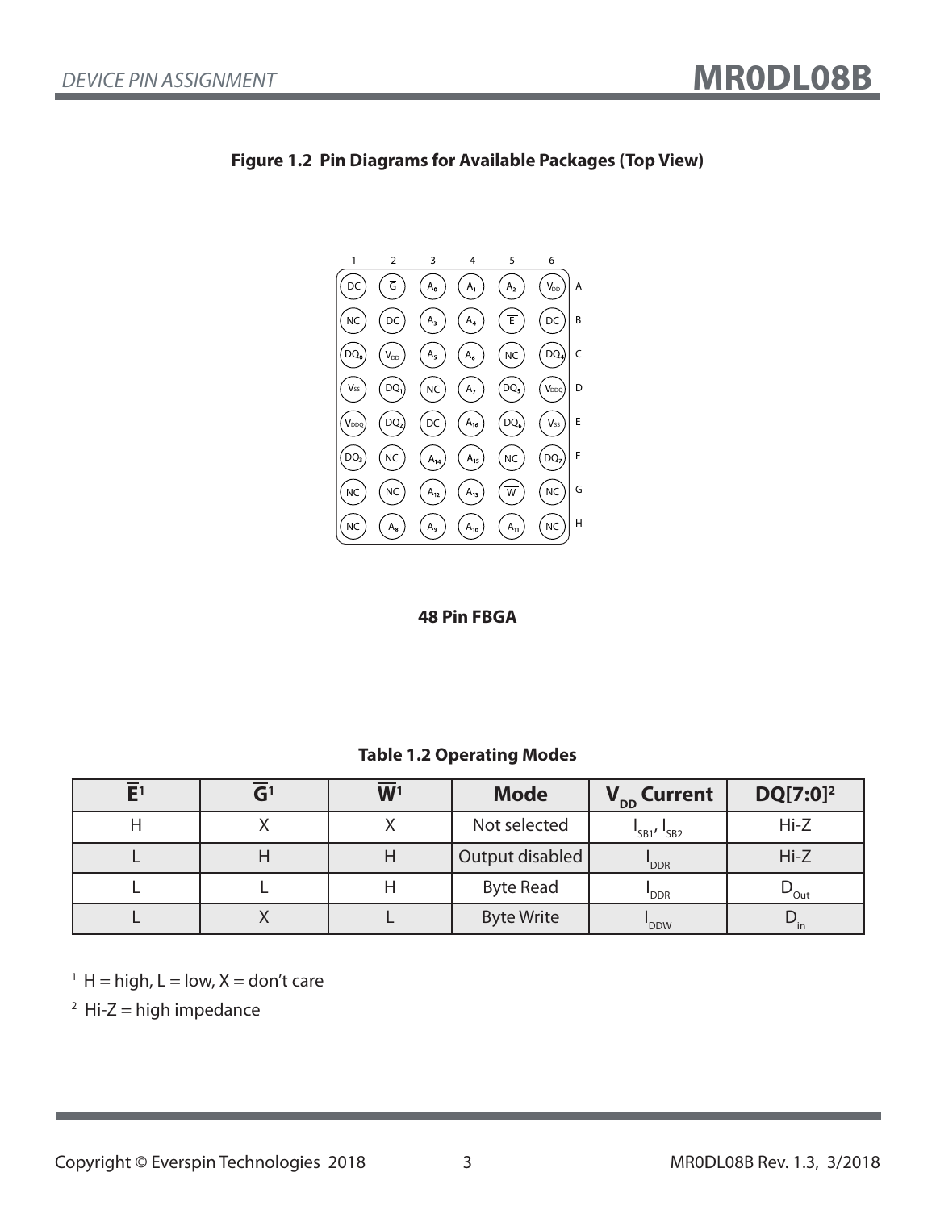**Figure 1.2 Pin Diagrams for Available Packages (Top View)**

| | 1 | 2 | 3 | 4 | 5 | 6 |
|---|---|---|---|---|---|---|
| A | DC | $\overline{G}$ | $A_0$ | $A_1$ | $A_2$ | $V_{DD}$ |
| B | NC | DC | $A_3$ | $A_4$ | $\overline{E}$ | DC |
| C | $DQ_0$ | $V_{DD}$ | $A_5$ | $A_6$ | NC | $DQ_4$ |
| D | $V_{SS}$ | $DQ_1$ | NC | $A_7$ | $DQ_5$ | $V_{DDQ}$ |
| E | $V_{DDQ}$ | $DQ_2$ | DC | $A_{16}$ | $DQ_6$ | $V_{SS}$ |
| F | $DQ_3$ | NC | $A_{14}$ | $A_{15}$ | NC | $DQ_7$ |
| G | NC | NC | $A_{12}$ | $A_{13}$ | $\overline{W}$ | NC |
| H | NC | $A_8$ | $A_9$ | $A_{10}$ | $A_{11}$ | NC |

**48 Pin FBGA**

**Table 1.2 Operating Modes**

| $\overline{E}$[1] | $\overline{G}$[1] | $\overline{W}$[1] | Mode | $V_{DD}$ Current | DQ[7:0][2] |
|---|---|---|---|---|---|
| H | X | X | Not selected | $I_{SB1}$, $I_{SB2}$ | Hi-Z |
| L | H | H | Output disabled | $I_{DDR}$ | Hi-Z |
| L | L | H | Byte Read | $I_{DDR}$ | $D_{Out}$ |
| L | X | L | Byte Write | $I_{DDW}$ | $D_{in}$ |

[1] H = high, L = low, X = don't care

[2] Hi-Z = high impedance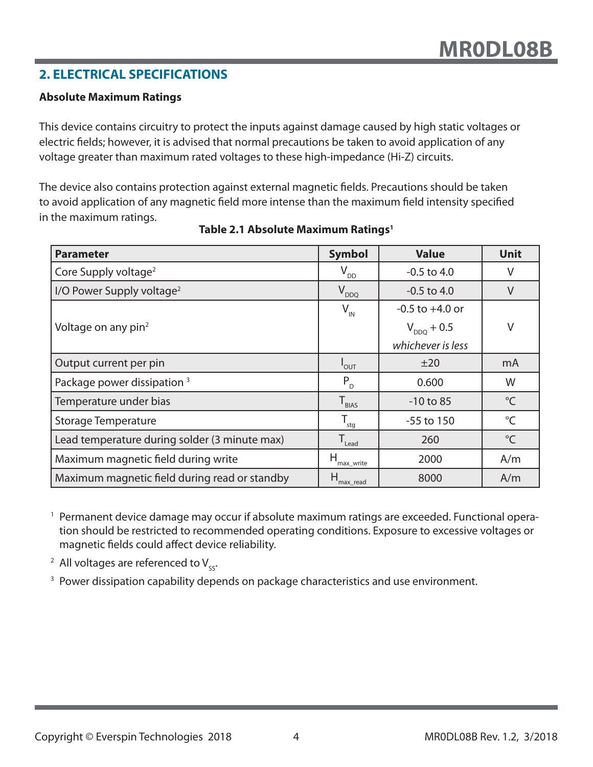## 2. ELECTRICAL SPECIFICATIONS

**Absolute Maximum Ratings**

This device contains circuitry to protect the inputs against damage caused by high static voltages or electric fields; however, it is advised that normal precautions be taken to avoid application of any voltage greater than maximum rated voltages to these high-impedance (Hi-Z) circuits.

The device also contains protection against external magnetic fields. Precautions should be taken to avoid application of any magnetic field more intense than the maximum field intensity specified in the maximum ratings.

**Table 2.1 Absolute Maximum Ratings[1]**

| Parameter | Symbol | Value | Unit |
|---|---|---|---|
| Core Supply voltage[2] | $V_{DD}$ | -0.5 to 4.0 | V |
| I/O Power Supply voltage[2] | $V_{DDQ}$ | -0.5 to 4.0 | V |
| Voltage on any pin[2] | $V_{IN}$ | -0.5 to +4.0 or $V_{DDQ}$ + 0.5 *whichever is less* | V |
| Output current per pin | $I_{OUT}$ | ±20 | mA |
| Package power dissipation [3] | $P_D$ | 0.600 | W |
| Temperature under bias | $T_{BIAS}$ | -10 to 85 | °C |
| Storage Temperature | $T_{stg}$ | -55 to 150 | °C |
| Lead temperature during solder (3 minute max) | $T_{Lead}$ | 260 | °C |
| Maximum magnetic field during write | $H_{max\_write}$ | 2000 | A/m |
| Maximum magnetic field during read or standby | $H_{max\_read}$ | 8000 | A/m |

[1] Permanent device damage may occur if absolute maximum ratings are exceeded. Functional operation should be restricted to recommended operating conditions. Exposure to excessive voltages or magnetic fields could affect device reliability.

[2] All voltages are referenced to $V_{SS}$.

[3] Power dissipation capability depends on package characteristics and use environment.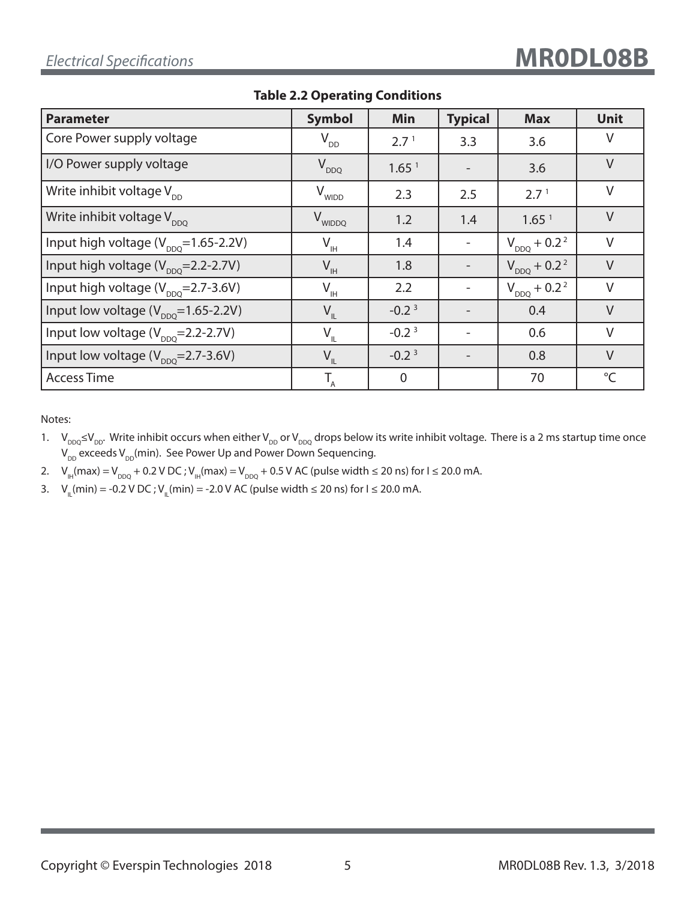**Table 2.2 Operating Conditions**

| Parameter | Symbol | Min | Typical | Max | Unit |
|---|---|---|---|---|---|
| Core Power supply voltage | $V_{DD}$ | 2.7 [1] | 3.3 | 3.6 | V |
| I/O Power supply voltage | $V_{DDQ}$ | 1.65 [1] | - | 3.6 | V |
| Write inhibit voltage $V_{DD}$ | $V_{WIDD}$ | 2.3 | 2.5 | 2.7 [1] | V |
| Write inhibit voltage $V_{DDQ}$ | $V_{WIDDQ}$ | 1.2 | 1.4 | 1.65 [1] | V |
| Input high voltage ($V_{DDQ}$=1.65-2.2V) | $V_{IH}$ | 1.4 | - | $V_{DDQ}$ + 0.2 [2] | V |
| Input high voltage ($V_{DDQ}$=2.2-2.7V) | $V_{IH}$ | 1.8 | - | $V_{DDQ}$ + 0.2 [2] | V |
| Input high voltage ($V_{DDQ}$=2.7-3.6V) | $V_{IH}$ | 2.2 | - | $V_{DDQ}$ + 0.2 [2] | V |
| Input low voltage ($V_{DDQ}$=1.65-2.2V) | $V_{IL}$ | -0.2 [3] | - | 0.4 | V |
| Input low voltage ($V_{DDQ}$=2.2-2.7V) | $V_{IL}$ | -0.2 [3] | - | 0.6 | V |
| Input low voltage ($V_{DDQ}$=2.7-3.6V) | $V_{IL}$ | -0.2 [3] | - | 0.8 | V |
| Access Time | $T_A$ | 0 | | 70 | °C |

Notes:

1. $V_{DDQ} \leq V_{DD}$. Write inhibit occurs when either $V_{DD}$ or $V_{DDQ}$ drops below its write inhibit voltage. There is a 2 ms startup time once $V_{DD}$ exceeds $V_{DD}$(min). See Power Up and Power Down Sequencing.
2. $V_{IH}$(max) = $V_{DDQ}$ + 0.2 V DC ; $V_{IH}$(max) = $V_{DDQ}$ + 0.5 V AC (pulse width ≤ 20 ns) for I ≤ 20.0 mA.
3. $V_{IL}$(min) = -0.2 V DC ; $V_{IL}$(min) = -2.0 V AC (pulse width ≤ 20 ns) for I ≤ 20.0 mA.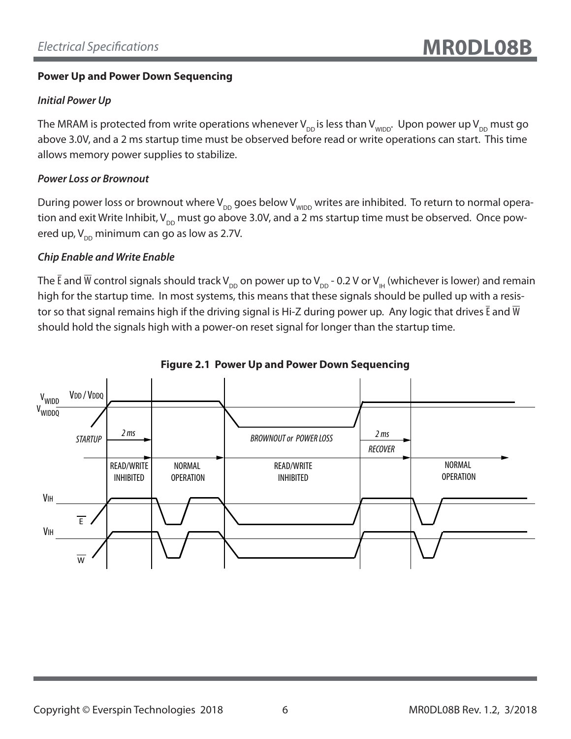## Power Up and Power Down Sequencing

### *Initial Power Up*

The MRAM is protected from write operations whenever $V_{DD}$ is less than $V_{WIDD}$. Upon power up $V_{DD}$ must go above 3.0V, and a 2 ms startup time must be observed before read or write operations can start. This time allows memory power supplies to stabilize.

### *Power Loss or Brownout*

During power loss or brownout where $V_{DD}$ goes below $V_{WIDD}$ writes are inhibited. To return to normal operation and exit Write Inhibit, $V_{DD}$ must go above 3.0V, and a 2 ms startup time must be observed. Once powered up, $V_{DD}$ minimum can go as low as 2.7V.

### *Chip Enable and Write Enable*

The $\overline{E}$ and $\overline{W}$ control signals should track $V_{DD}$ on power up to $V_{DD}$ - 0.2 V or $V_{IH}$ (whichever is lower) and remain high for the startup time. In most systems, this means that these signals should be pulled up with a resistor so that signal remains high if the driving signal is Hi-Z during power up. Any logic that drives $\overline{E}$ and $\overline{W}$ should hold the signals high with a power-on reset signal for longer than the startup time.

**Figure 2.1 Power Up and Power Down Sequencing**

$V_{WIDD}$
$V_{WIDDQ}$
VDD / VDDQ
STARTUP
2 ms
BROWNOUT or POWER LOSS
2 ms
RECOVER
READ/WRITE INHIBITED
NORMAL OPERATION
READ/WRITE INHIBITED
NORMAL OPERATION
VIH
$\overline{E}$
VIH
$\overline{W}$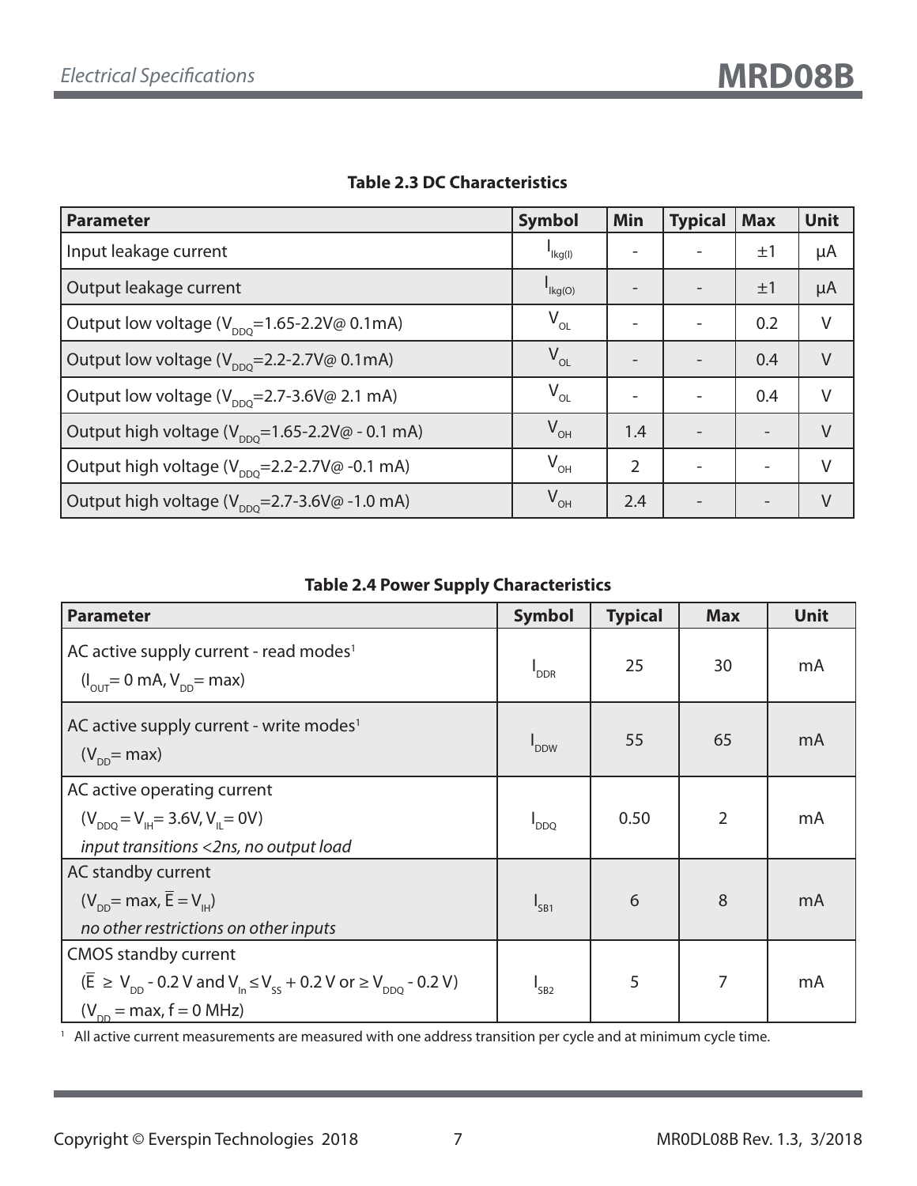**Table 2.3 DC Characteristics**

| Parameter | Symbol | Min | Typical | Max | Unit |
|---|---|---|---|---|---|
| Input leakage current | $I_{lkg(I)}$ | - | - | ±1 | μA |
| Output leakage current | $I_{lkg(O)}$ | - | - | ±1 | μA |
| Output low voltage ($V_{DDQ}$=1.65-2.2V@ 0.1mA) | $V_{OL}$ | - | - | 0.2 | V |
| Output low voltage ($V_{DDQ}$=2.2-2.7V@ 0.1mA) | $V_{OL}$ | - | - | 0.4 | V |
| Output low voltage ($V_{DDQ}$=2.7-3.6V@ 2.1 mA) | $V_{OL}$ | - | - | 0.4 | V |
| Output high voltage ($V_{DDQ}$=1.65-2.2V@ - 0.1 mA) | $V_{OH}$ | 1.4 | - | - | V |
| Output high voltage ($V_{DDQ}$=2.2-2.7V@ -0.1 mA) | $V_{OH}$ | 2 | - | - | V |
| Output high voltage ($V_{DDQ}$=2.7-3.6V@ -1.0 mA) | $V_{OH}$ | 2.4 | - | - | V |

**Table 2.4 Power Supply Characteristics**

| Parameter | Symbol | Typical | Max | Unit |
|---|---|---|---|---|
| AC active supply current - read modes[1] ($I_{OUT}$= 0 mA, $V_{DD}$= max) | $I_{DDR}$ | 25 | 30 | mA |
| AC active supply current - write modes[1] ($V_{DD}$= max) | $I_{DDW}$ | 55 | 65 | mA |
| AC active operating current ($V_{DDQ} = V_{IH}$= 3.6V, $V_{IL}$= 0V) *input transitions <2ns, no output load* | $I_{DDQ}$ | 0.50 | 2 | mA |
| AC standby current ($V_{DD}$= max, $\overline{E} = V_{IH}$) *no other restrictions on other inputs* | $I_{SB1}$ | 6 | 8 | mA |
| CMOS standby current ($\overline{E} \geq V_{DD}$ - 0.2 V and $V_{In} \leq V_{SS}$ + 0.2 V or $\geq V_{DDQ}$ - 0.2 V) ($V_{DD}$ = max, f = 0 MHz) | $I_{SB2}$ | 5 | 7 | mA |

[1] All active current measurements are measured with one address transition per cycle and at minimum cycle time.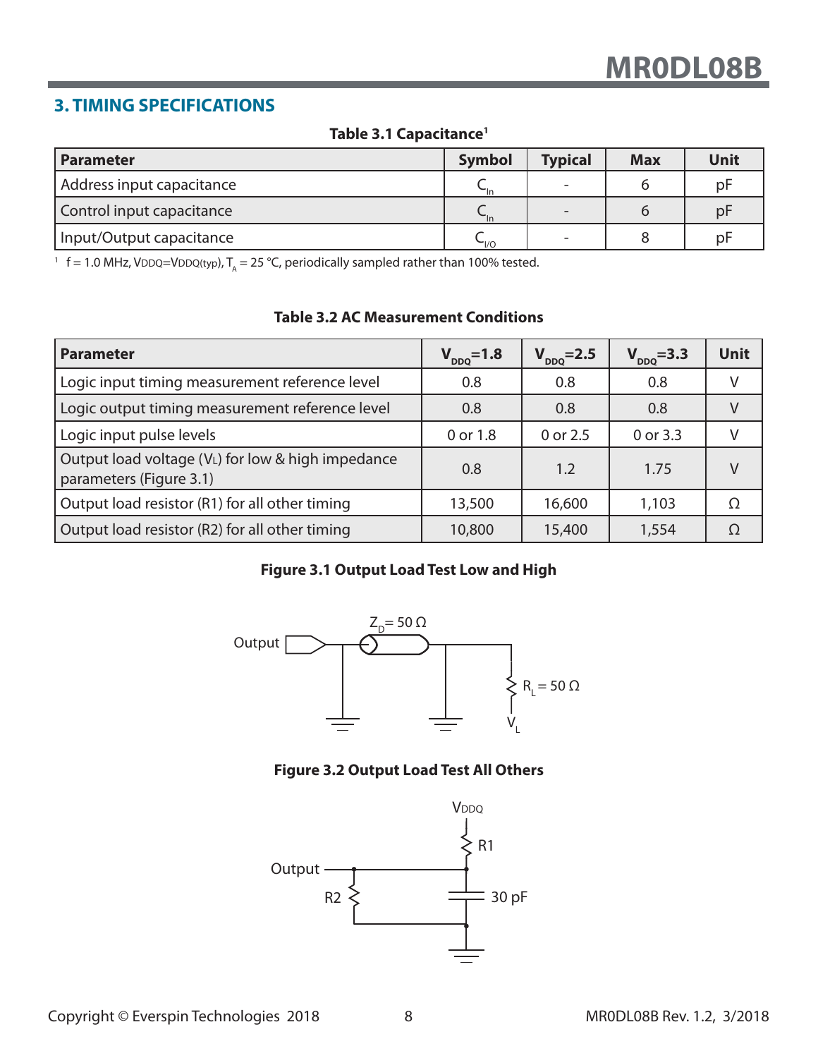## 3. TIMING SPECIFICATIONS

**Table 3.1 Capacitance[1]**

| Parameter | Symbol | Typical | Max | Unit |
|---|---|---|---|---|
| Address input capacitance | $C_{In}$ | - | 6 | pF |
| Control input capacitance | $C_{In}$ | - | 6 | pF |
| Input/Output capacitance | $C_{I/O}$ | - | 8 | pF |

[1] f = 1.0 MHz, VDDQ=VDDQ(typ), $T_A$ = 25 °C, periodically sampled rather than 100% tested.

**Table 3.2 AC Measurement Conditions**

| Parameter | $V_{DDQ}$=1.8 | $V_{DDQ}$=2.5 | $V_{DDQ}$=3.3 | Unit |
|---|---|---|---|---|
| Logic input timing measurement reference level | 0.8 | 0.8 | 0.8 | V |
| Logic output timing measurement reference level | 0.8 | 0.8 | 0.8 | V |
| Logic input pulse levels | 0 or 1.8 | 0 or 2.5 | 0 or 3.3 | V |
| Output load voltage ($V_L$) for low & high impedance parameters (Figure 3.1) | 0.8 | 1.2 | 1.75 | V |
| Output load resistor (R1) for all other timing | 13,500 | 16,600 | 1,103 | Ω |
| Output load resistor (R2) for all other timing | 10,800 | 15,400 | 1,554 | Ω |

**Figure 3.1 Output Load Test Low and High**

Output
$Z_D$= 50 Ω
$R_L$ = 50 Ω
$V_L$

**Figure 3.2 Output Load Test All Others**

VDDQ
R1
Output
R2
30 pF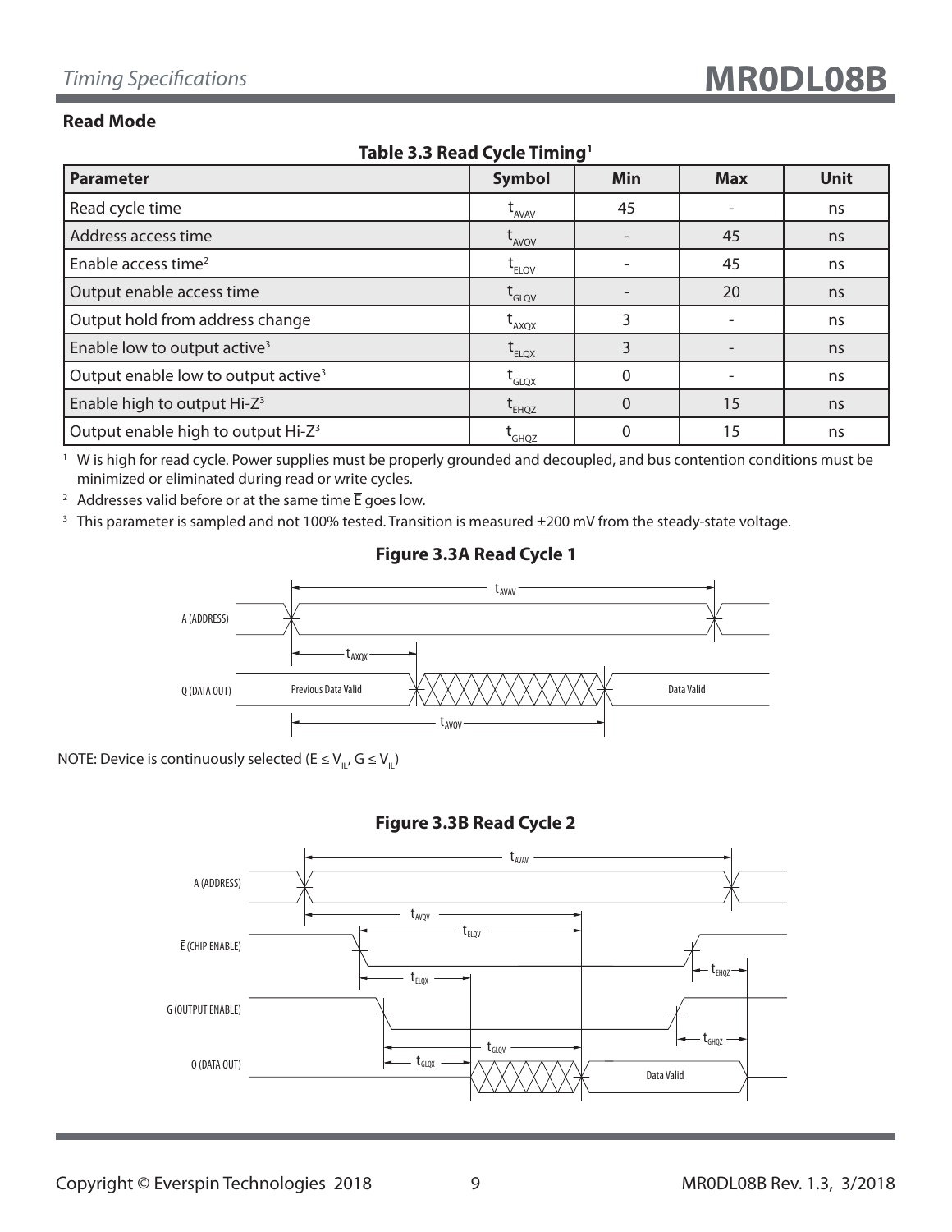## Read Mode

**Table 3.3 Read Cycle Timing[1]**

| Parameter | Symbol | Min | Max | Unit |
|---|---|---|---|---|
| Read cycle time | $t_{AVAV}$ | 45 | - | ns |
| Address access time | $t_{AVQV}$ | - | 45 | ns |
| Enable access time[2] | $t_{ELQV}$ | - | 45 | ns |
| Output enable access time | $t_{GLQV}$ | - | 20 | ns |
| Output hold from address change | $t_{AXQX}$ | 3 | - | ns |
| Enable low to output active[3] | $t_{ELQX}$ | 3 | - | ns |
| Output enable low to output active[3] | $t_{GLQX}$ | 0 | - | ns |
| Enable high to output Hi-Z[3] | $t_{EHQZ}$ | 0 | 15 | ns |
| Output enable high to output Hi-Z[3] | $t_{GHQZ}$ | 0 | 15 | ns |

[1] $\overline{W}$ is high for read cycle. Power supplies must be properly grounded and decoupled, and bus contention conditions must be minimized or eliminated during read or write cycles.

[2] Addresses valid before or at the same time $\overline{E}$ goes low.

[3] This parameter is sampled and not 100% tested. Transition is measured ±200 mV from the steady-state voltage.

**Figure 3.3A Read Cycle 1**

$t_{AVAV}$

A (ADDRESS)

$t_{AXQX}$

Q (DATA OUT)

Previous Data Valid

Data Valid

$t_{AVQV}$

NOTE: Device is continuously selected ($\overline{E} \leq V_{IL}$, $\overline{G} \leq V_{IL}$)

**Figure 3.3B Read Cycle 2**

$t_{AVAV}$

A (ADDRESS)

$t_{AVQV}$

$t_{ELQV}$

$\overline{E}$ (CHIP ENABLE)

$t_{EHQZ}$

$t_{ELQX}$

$\overline{G}$ (OUTPUT ENABLE)

$t_{GHQZ}$

$t_{GLQV}$

Q (DATA OUT)

$t_{GLQX}$

Data Valid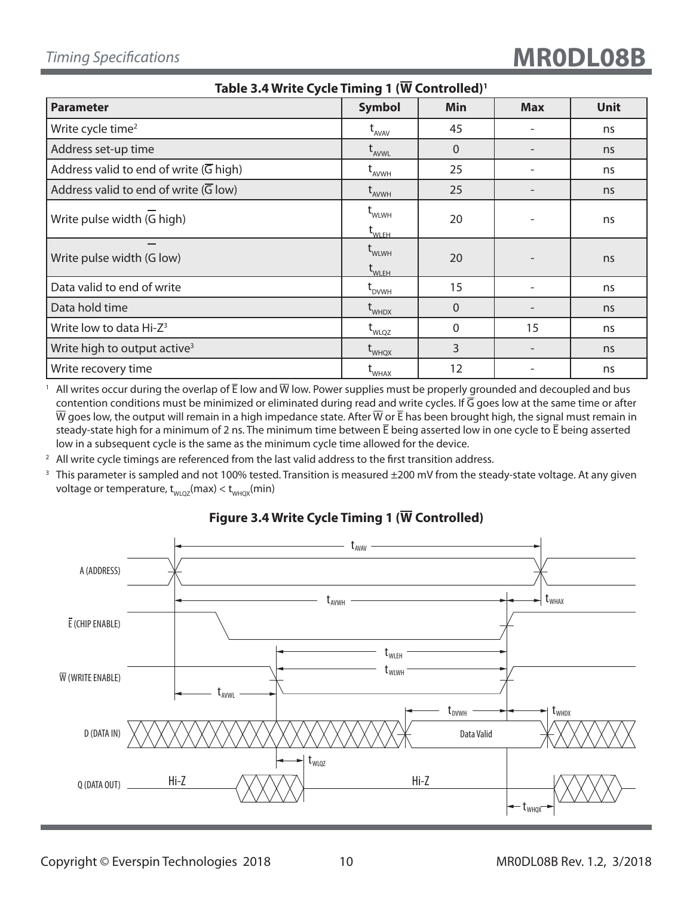**Table 3.4 Write Cycle Timing 1 ($\overline{W}$ Controlled)[1]**

| Parameter | Symbol | Min | Max | Unit |
|---|---|---|---|---|
| Write cycle time[2] | $t_{AVAV}$ | 45 | - | ns |
| Address set-up time | $t_{AVWL}$ | 0 | - | ns |
| Address valid to end of write ($\overline{G}$ high) | $t_{AVWH}$ | 25 | - | ns |
| Address valid to end of write ($\overline{G}$ low) | $t_{AVWH}$ | 25 | - | ns |
| Write pulse width ($\overline{G}$ high) | $t_{WLWH}$ $t_{WLEH}$ | 20 | - | ns |
| Write pulse width ($\overline{G}$ low) | $t_{WLWH}$ $t_{WLEH}$ | 20 | - | ns |
| Data valid to end of write | $t_{DVWH}$ | 15 | - | ns |
| Data hold time | $t_{WHDX}$ | 0 | - | ns |
| Write low to data Hi-Z[3] | $t_{WLQZ}$ | 0 | 15 | ns |
| Write high to output active[3] | $t_{WHQX}$ | 3 | - | ns |
| Write recovery time | $t_{WHAX}$ | 12 | - | ns |

[1] All writes occur during the overlap of $\overline{E}$ low and $\overline{W}$ low. Power supplies must be properly grounded and decoupled and bus contention conditions must be minimized or eliminated during read and write cycles. If $\overline{G}$ goes low at the same time or after $\overline{W}$ goes low, the output will remain in a high impedance state. After $\overline{W}$ or $\overline{E}$ has been brought high, the signal must remain in steady-state high for a minimum of 2 ns. The minimum time between $\overline{E}$ being asserted low in one cycle to $\overline{E}$ being asserted low in a subsequent cycle is the same as the minimum cycle time allowed for the device.

[2] All write cycle timings are referenced from the last valid address to the first transition address.

[3] This parameter is sampled and not 100% tested. Transition is measured ±200 mV from the steady-state voltage. At any given voltage or temperature, $t_{WLQZ}$(max) < $t_{WHQX}$(min)

**Figure 3.4 Write Cycle Timing 1 ($\overline{W}$ Controlled)**

$t_{AVAV}$
A (ADDRESS)
$t_{AVWH}$
$t_{WHAX}$
$\overline{E}$ (CHIP ENABLE)
$t_{WLEH}$
$t_{WLWH}$
$\overline{W}$ (WRITE ENABLE)
$t_{AVWL}$
$t_{DVWH}$
$t_{WHDX}$
D (DATA IN)
Data Valid
$t_{WLQZ}$
Q (DATA OUT)
Hi-Z
Hi-Z
$t_{WHQX}$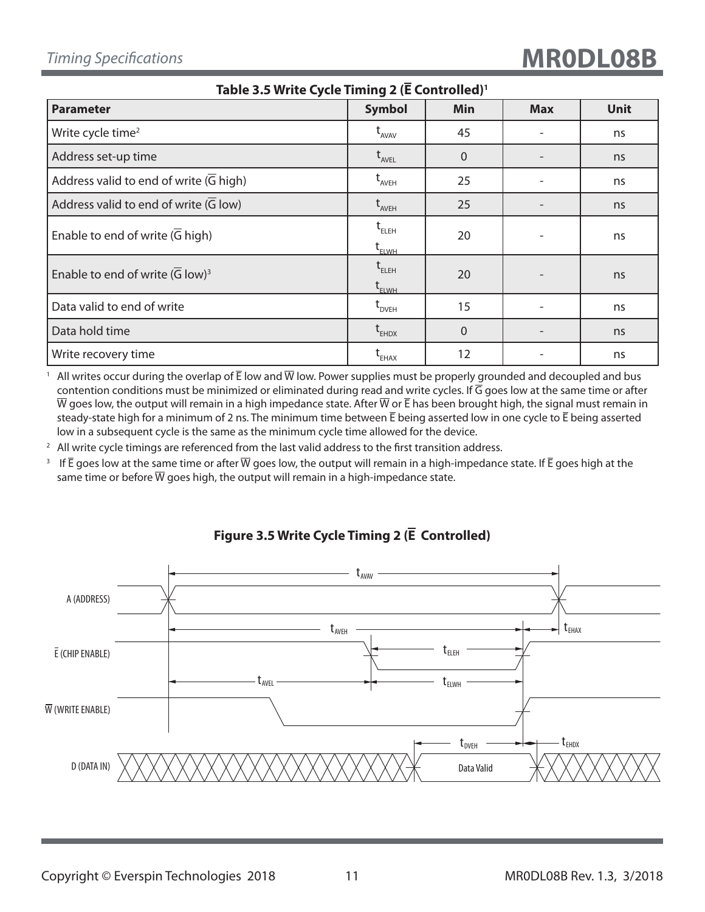**Table 3.5 Write Cycle Timing 2 ($\overline{E}$ Controlled)**[1]

| Parameter | Symbol | Min | Max | Unit |
|---|---|---|---|---|
| Write cycle time[2] | $t_{AVAV}$ | 45 | - | ns |
| Address set-up time | $t_{AVEL}$ | 0 | - | ns |
| Address valid to end of write ($\overline{G}$ high) | $t_{AVEH}$ | 25 | - | ns |
| Address valid to end of write ($\overline{G}$ low) | $t_{AVEH}$ | 25 | - | ns |
| Enable to end of write ($\overline{G}$ high) | $t_{ELEH}$ $t_{ELWH}$ | 20 | - | ns |
| Enable to end of write ($\overline{G}$ low)[3] | $t_{ELEH}$ $t_{ELWH}$ | 20 | - | ns |
| Data valid to end of write | $t_{DVEH}$ | 15 | - | ns |
| Data hold time | $t_{EHDX}$ | 0 | - | ns |
| Write recovery time | $t_{EHAX}$ | 12 | - | ns |

1. All writes occur during the overlap of $\overline{E}$ low and $\overline{W}$ low. Power supplies must be properly grounded and decoupled and bus contention conditions must be minimized or eliminated during read and write cycles. If $\overline{G}$ goes low at the same time or after $\overline{W}$ goes low, the output will remain in a high impedance state. After $\overline{W}$ or $\overline{E}$ has been brought high, the signal must remain in steady-state high for a minimum of 2 ns. The minimum time between $\overline{E}$ being asserted low in one cycle to $\overline{E}$ being asserted low in a subsequent cycle is the same as the minimum cycle time allowed for the device.
2. All write cycle timings are referenced from the last valid address to the first transition address.
3. If $\overline{E}$ goes low at the same time or after $\overline{W}$ goes low, the output will remain in a high-impedance state. If $\overline{E}$ goes high at the same time or before $\overline{W}$ goes high, the output will remain in a high-impedance state.

**Figure 3.5 Write Cycle Timing 2 ($\overline{E}$ Controlled)**

A (ADDRESS)
$\overline{E}$ (CHIP ENABLE)
$\overline{W}$ (WRITE ENABLE)
D (DATA IN)
$t_{AVAV}$
$t_{AVEH}$
$t_{EHAX}$
$t_{ELEH}$
$t_{AVEL}$
$t_{ELWH}$
$t_{DVEH}$
$t_{EHDX}$
Data Valid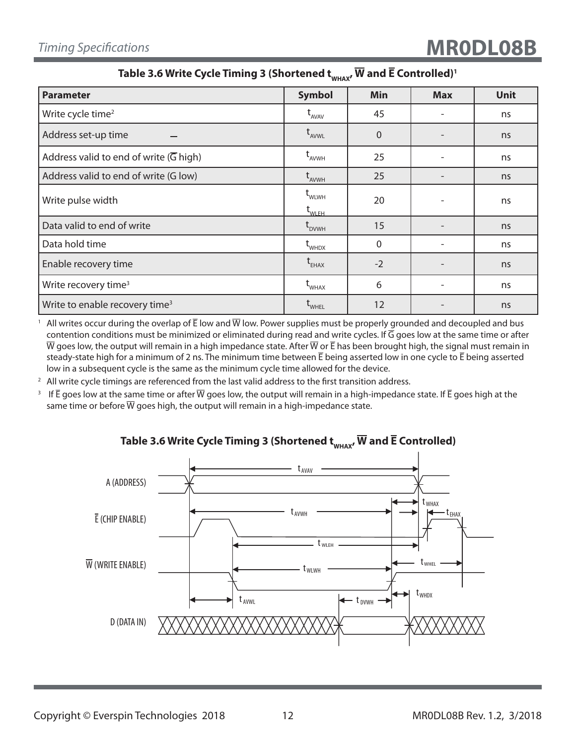### Table 3.6 Write Cycle Timing 3 (Shortened $t_{WHAX}$, $\overline{W}$ and $\overline{E}$ Controlled)[1]

| Parameter | Symbol | Min | Max | Unit |
|---|---|---|---|---|
| Write cycle time[2] | $t_{AVAV}$ | 45 | - | ns |
| Address set-up time | $t_{AVWL}$ | 0 | - | ns |
| Address valid to end of write ($\overline{G}$ high) | $t_{AVWH}$ | 25 | - | ns |
| Address valid to end of write (G low) | $t_{AVWH}$ | 25 | - | ns |
| Write pulse width | $t_{WLWH}$ $t_{WLEH}$ | 20 | - | ns |
| Data valid to end of write | $t_{DVWH}$ | 15 | - | ns |
| Data hold time | $t_{WHDX}$ | 0 | - | ns |
| Enable recovery time | $t_{EHAX}$ | -2 | - | ns |
| Write recovery time[3] | $t_{WHAX}$ | 6 | - | ns |
| Write to enable recovery time[3] | $t_{WHEL}$ | 12 | - | ns |

[1] All writes occur during the overlap of $\overline{E}$ low and $\overline{W}$ low. Power supplies must be properly grounded and decoupled and bus contention conditions must be minimized or eliminated during read and write cycles. If $\overline{G}$ goes low at the same time or after $\overline{W}$ goes low, the output will remain in a high impedance state. After $\overline{W}$ or $\overline{E}$ has been brought high, the signal must remain in steady-state high for a minimum of 2 ns. The minimum time between $\overline{E}$ being asserted low in one cycle to $\overline{E}$ being asserted low in a subsequent cycle is the same as the minimum cycle time allowed for the device.

[2] All write cycle timings are referenced from the last valid address to the first transition address.

[3] If $\overline{E}$ goes low at the same time or after $\overline{W}$ goes low, the output will remain in a high-impedance state. If $\overline{E}$ goes high at the same time or before $\overline{W}$ goes high, the output will remain in a high-impedance state.

### Table 3.6 Write Cycle Timing 3 (Shortened $t_{WHAX}$, $\overline{W}$ and $\overline{E}$ Controlled)

A (ADDRESS)

$\overline{E}$ (CHIP ENABLE)

$\overline{W}$ (WRITE ENABLE)

D (DATA IN)

$t_{AVAV}$

$t_{AVWH}$

$t_{WHAX}$

$t_{EHAX}$

$t_{WLEH}$

$t_{WLWH}$

$t_{WHEL}$

$t_{AVWL}$

$t_{DVWH}$

$t_{WHDX}$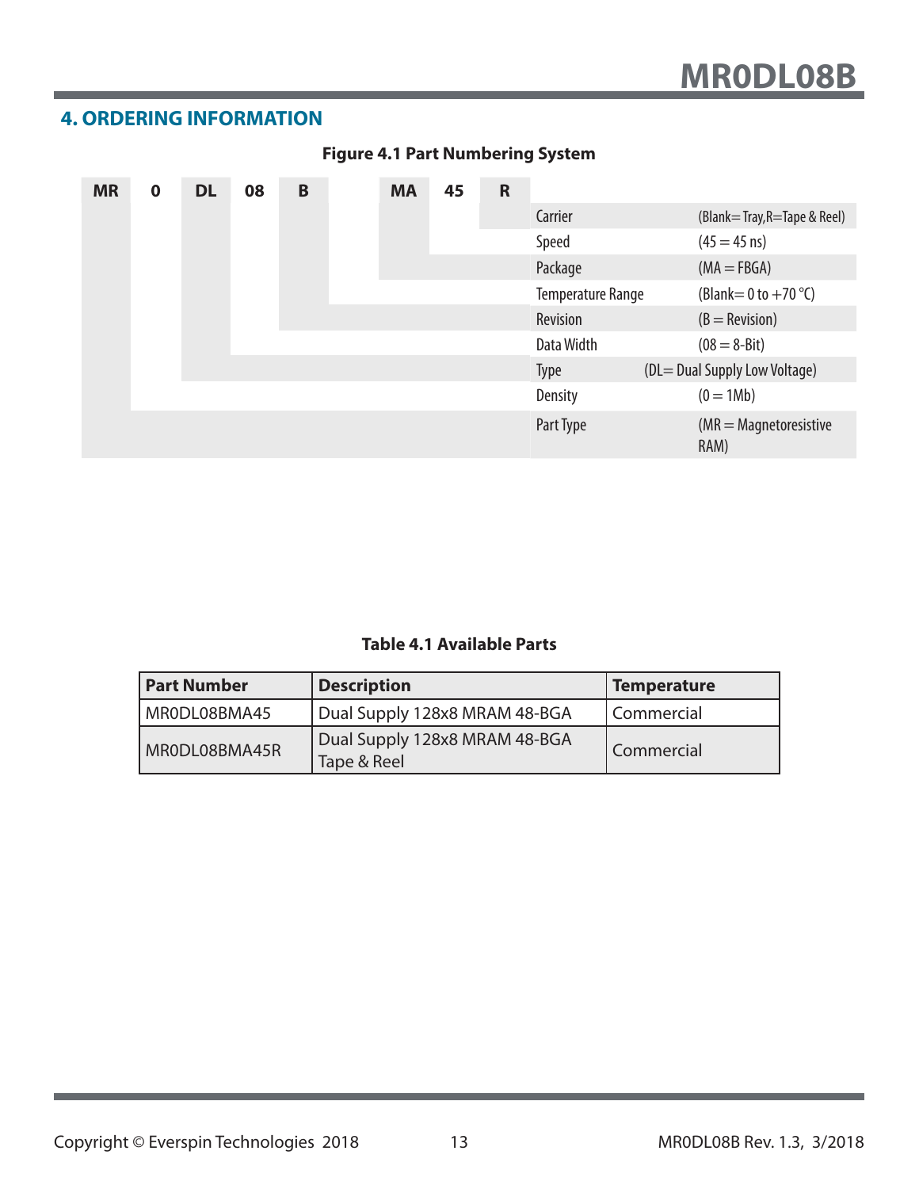## 4. ORDERING INFORMATION

**Figure 4.1 Part Numbering System**

| MR | 0 | DL | 08 | B | | MA | 45 | R | | |
|---|---|---|---|---|---|---|---|---|---|---|
| | | | | | | | | | Carrier | (Blank= Tray,R=Tape & Reel) |
| | | | | | | | | | Speed | (45 = 45 ns) |
| | | | | | | | | | Package | (MA = FBGA) |
| | | | | | | | | | Temperature Range | (Blank= 0 to +70 °C) |
| | | | | | | | | | Revision | (B = Revision) |
| | | | | | | | | | Data Width | (08 = 8-Bit) |
| | | | | | | | | | Type | (DL= Dual Supply Low Voltage) |
| | | | | | | | | | Density | (0 = 1Mb) |
| | | | | | | | | | Part Type | (MR = Magnetoresistive RAM) |

**Table 4.1 Available Parts**

| Part Number | Description | Temperature |
|---|---|---|
| MR0DL08BMA45 | Dual Supply 128x8 MRAM 48-BGA | Commercial |
| MR0DL08BMA45R | Dual Supply 128x8 MRAM 48-BGA Tape & Reel | Commercial |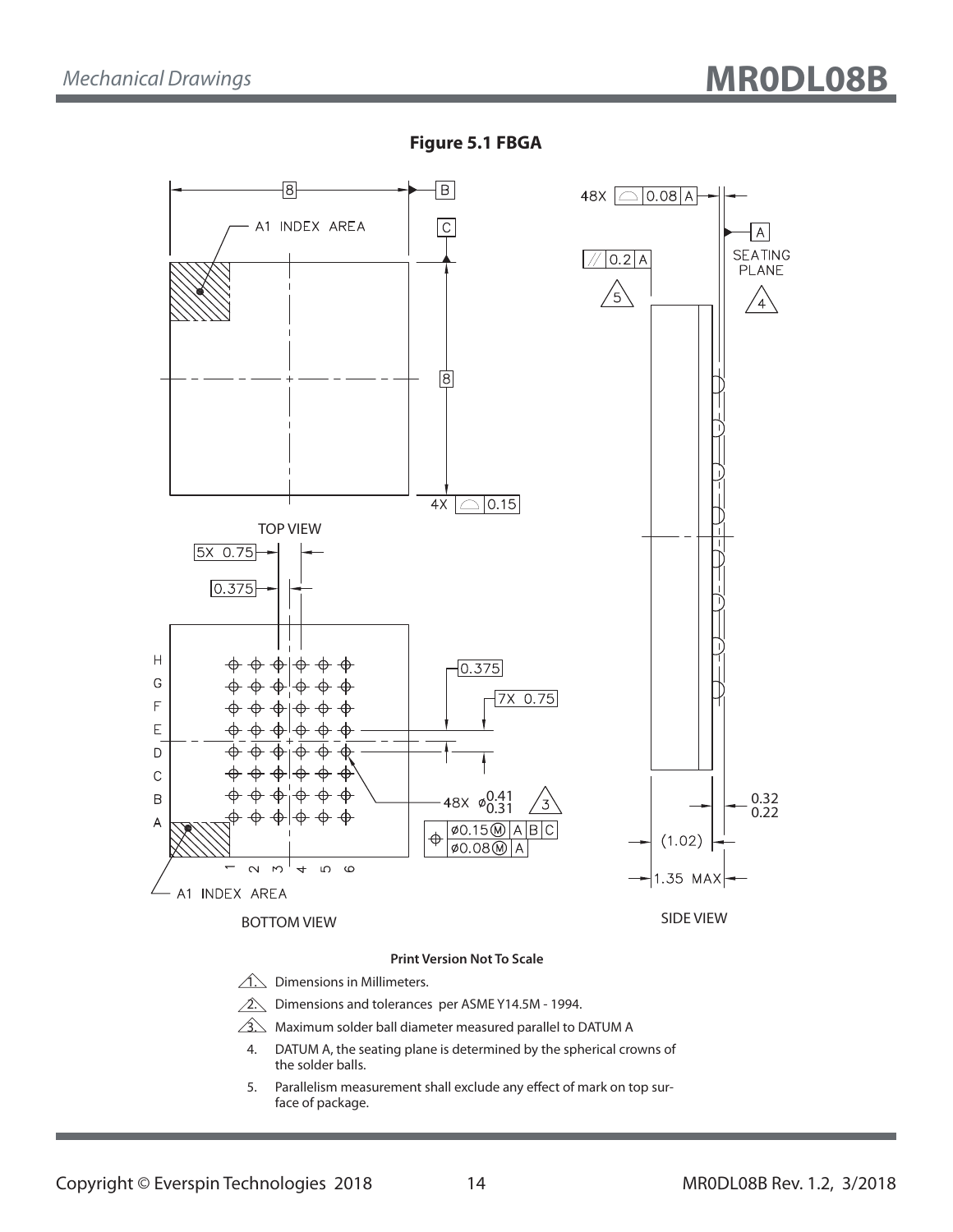**Figure 5.1 FBGA**

8

B

C

A1 INDEX AREA

8

4X 0.15

TOP VIEW

48X 0.08 A

A

SEATING PLANE

4

// 0.2 A

5

5X 0.75

0.375

H
G
F
E
D
C
B
A

1 2 3 4 5 6

0.375

7X 0.75

48X ø0.41 0.31

3

ø0.15 Ⓜ A B C

ø0.08 Ⓜ A

A1 INDEX AREA

BOTTOM VIEW

0.32
0.22

(1.02)

1.35 MAX

SIDE VIEW

**Print Version Not To Scale**

1. Dimensions in Millimeters.
2. Dimensions and tolerances per ASME Y14.5M - 1994.
3. Maximum solder ball diameter measured parallel to DATUM A
4. DATUM A, the seating plane is determined by the spherical crowns of the solder balls.
5. Parallelism measurement shall exclude any effect of mark on top surface of package.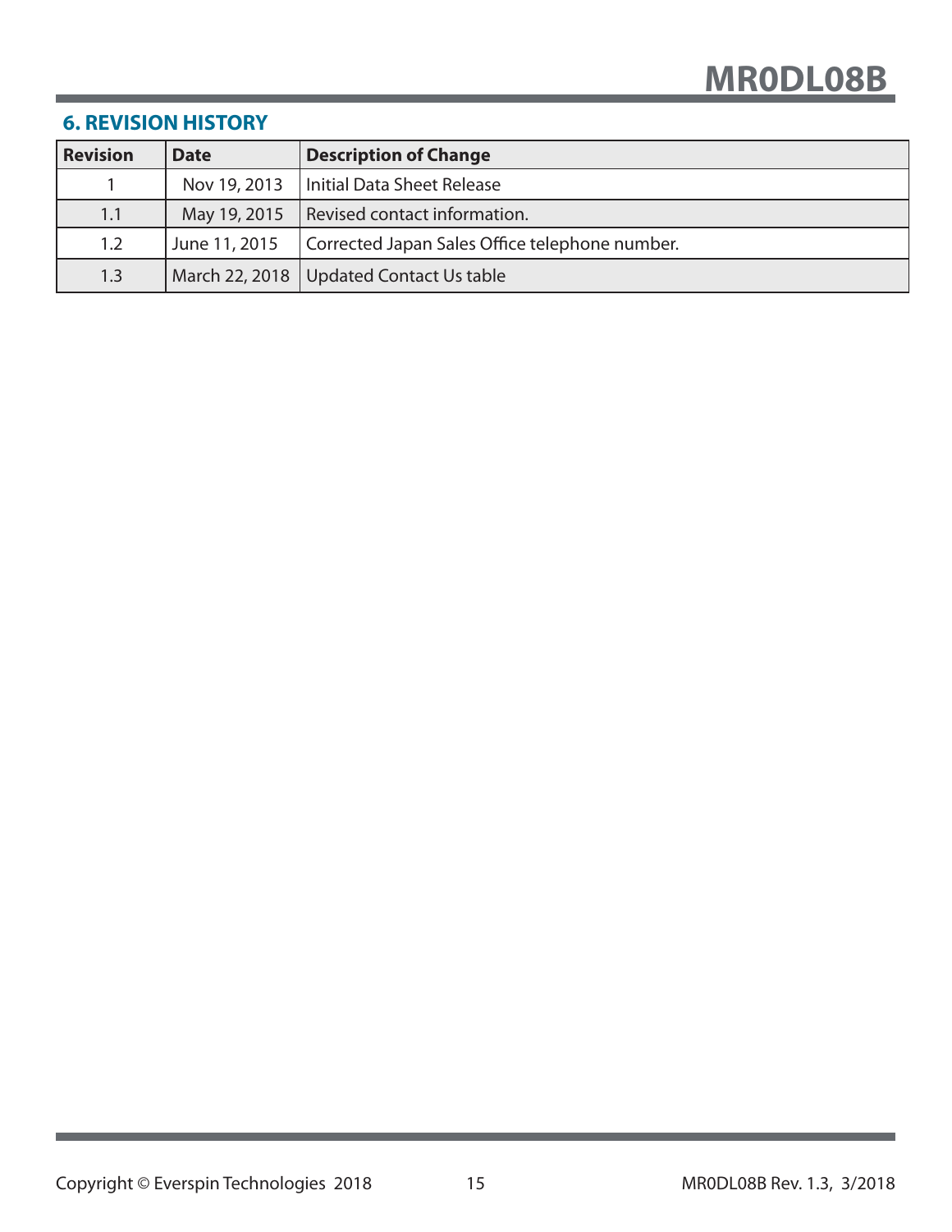## 6. REVISION HISTORY

| Revision | Date | Description of Change |
|---|---|---|
| 1 | Nov 19, 2013 | Initial Data Sheet Release |
| 1.1 | May 19, 2015 | Revised contact information. |
| 1.2 | June 11, 2015 | Corrected Japan Sales Office telephone number. |
| 1.3 | March 22, 2018 | Updated Contact Us table |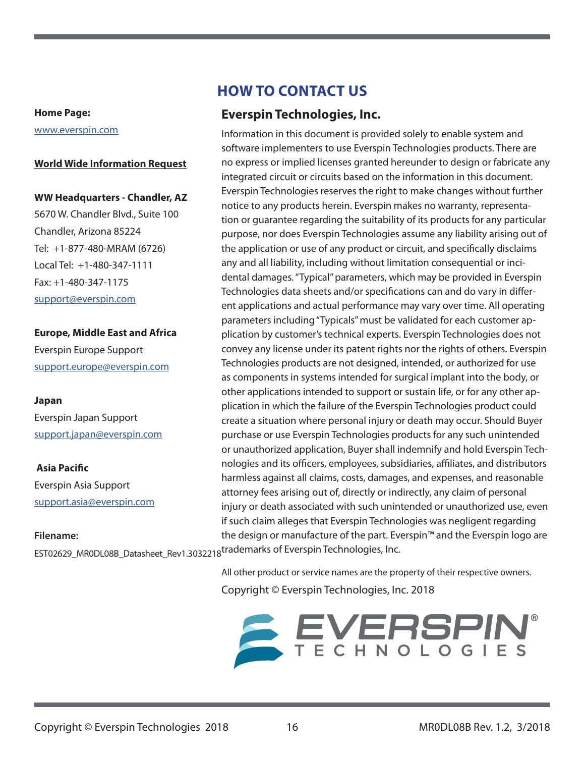# HOW TO CONTACT US

## Everspin Technologies, Inc.

Information in this document is provided solely to enable system and software implementers to use Everspin Technologies products. There are no express or implied licenses granted hereunder to design or fabricate any integrated circuit or circuits based on the information in this document. Everspin Technologies reserves the right to make changes without further notice to any products herein. Everspin makes no warranty, representation or guarantee regarding the suitability of its products for any particular purpose, nor does Everspin Technologies assume any liability arising out of the application or use of any product or circuit, and specifically disclaims any and all liability, including without limitation consequential or incidental damages. "Typical" parameters, which may be provided in Everspin Technologies data sheets and/or specifications can and do vary in different applications and actual performance may vary over time. All operating parameters including "Typicals" must be validated for each customer application by customer's technical experts. Everspin Technologies does not convey any license under its patent rights nor the rights of others. Everspin Technologies products are not designed, intended, or authorized for use as components in systems intended for surgical implant into the body, or other applications intended to support or sustain life, or for any other application in which the failure of the Everspin Technologies product could create a situation where personal injury or death may occur. Should Buyer purchase or use Everspin Technologies products for any such unintended or unauthorized application, Buyer shall indemnify and hold Everspin Technologies and its officers, employees, subsidiaries, affiliates, and distributors harmless against all claims, costs, damages, and expenses, and reasonable attorney fees arising out of, directly or indirectly, any claim of personal injury or death associated with such unintended or unauthorized use, even if such claim alleges that Everspin Technologies was negligent regarding the design or manufacture of the part. Everspin™ and the Everspin logo are trademarks of Everspin Technologies, Inc.

All other product or service names are the property of their respective owners.

Copyright © Everspin Technologies, Inc. 2018

**Home Page:**

www.everspin.com

**World Wide Information Request**

**WW Headquarters - Chandler, AZ**

5670 W. Chandler Blvd., Suite 100

Chandler, Arizona 85224

Tel: +1-877-480-MRAM (6726)

Local Tel: +1-480-347-1111

Fax: +1-480-347-1175

support@everspin.com

**Europe, Middle East and Africa**

Everspin Europe Support

support.europe@everspin.com

**Japan**

Everspin Japan Support

support.japan@everspin.com

**Asia Pacific**

Everspin Asia Support

support.asia@everspin.com

**Filename:**

EST02629_MR0DL08B_Datasheet_Rev1.3032218